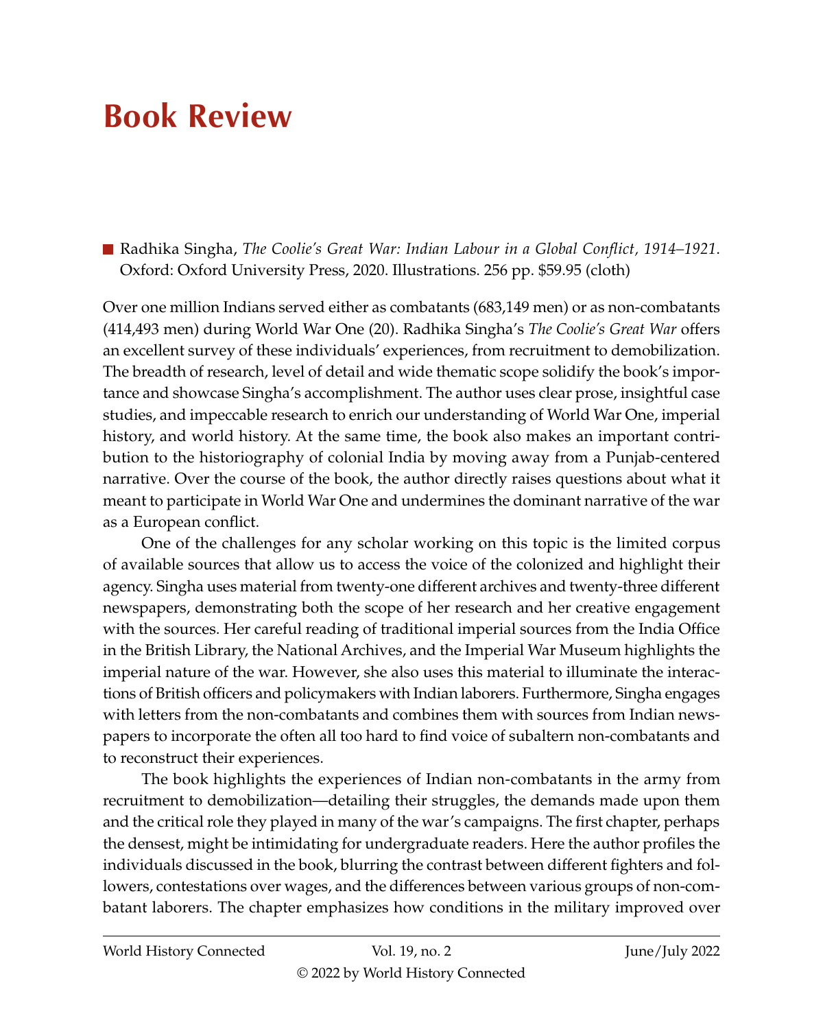# Book Review

■ Radhika Singha, *The Coolie's Great War: Indian Labour in a Global Conflict, 1914–1921*. Oxford: Oxford University Press, 2020. Illustrations. 256 pp. $59.95 (cloth)

Over one million Indians served either as combatants (683,149 men) or as non-combatants (414,493 men) during World War One (20). Radhika Singha's *The Coolie's Great War* offers an excellent survey of these individuals' experiences, from recruitment to demobilization. The breadth of research, level of detail and wide thematic scope solidify the book's importance and showcase Singha's accomplishment. The author uses clear prose, insightful case studies, and impeccable research to enrich our understanding of World War One, imperial history, and world history. At the same time, the book also makes an important contribution to the historiography of colonial India by moving away from a Punjab-centered narrative. Over the course of the book, the author directly raises questions about what it meant to participate in World War One and undermines the dominant narrative of the war as a European conflict.

One of the challenges for any scholar working on this topic is the limited corpus of available sources that allow us to access the voice of the colonized and highlight their agency. Singha uses material from twenty-one different archives and twenty-three different newspapers, demonstrating both the scope of her research and her creative engagement with the sources. Her careful reading of traditional imperial sources from the India Office in the British Library, the National Archives, and the Imperial War Museum highlights the imperial nature of the war. However, she also uses this material to illuminate the interactions of British officers and policymakers with Indian laborers. Furthermore, Singha engages with letters from the non-combatants and combines them with sources from Indian newspapers to incorporate the often all too hard to find voice of subaltern non-combatants and to reconstruct their experiences.

The book highlights the experiences of Indian non-combatants in the army from recruitment to demobilization—detailing their struggles, the demands made upon them and the critical role they played in many of the war's campaigns. The first chapter, perhaps the densest, might be intimidating for undergraduate readers. Here the author profiles the individuals discussed in the book, blurring the contrast between different fighters and followers, contestations over wages, and the differences between various groups of non-combatant laborers. The chapter emphasizes how conditions in the military improved over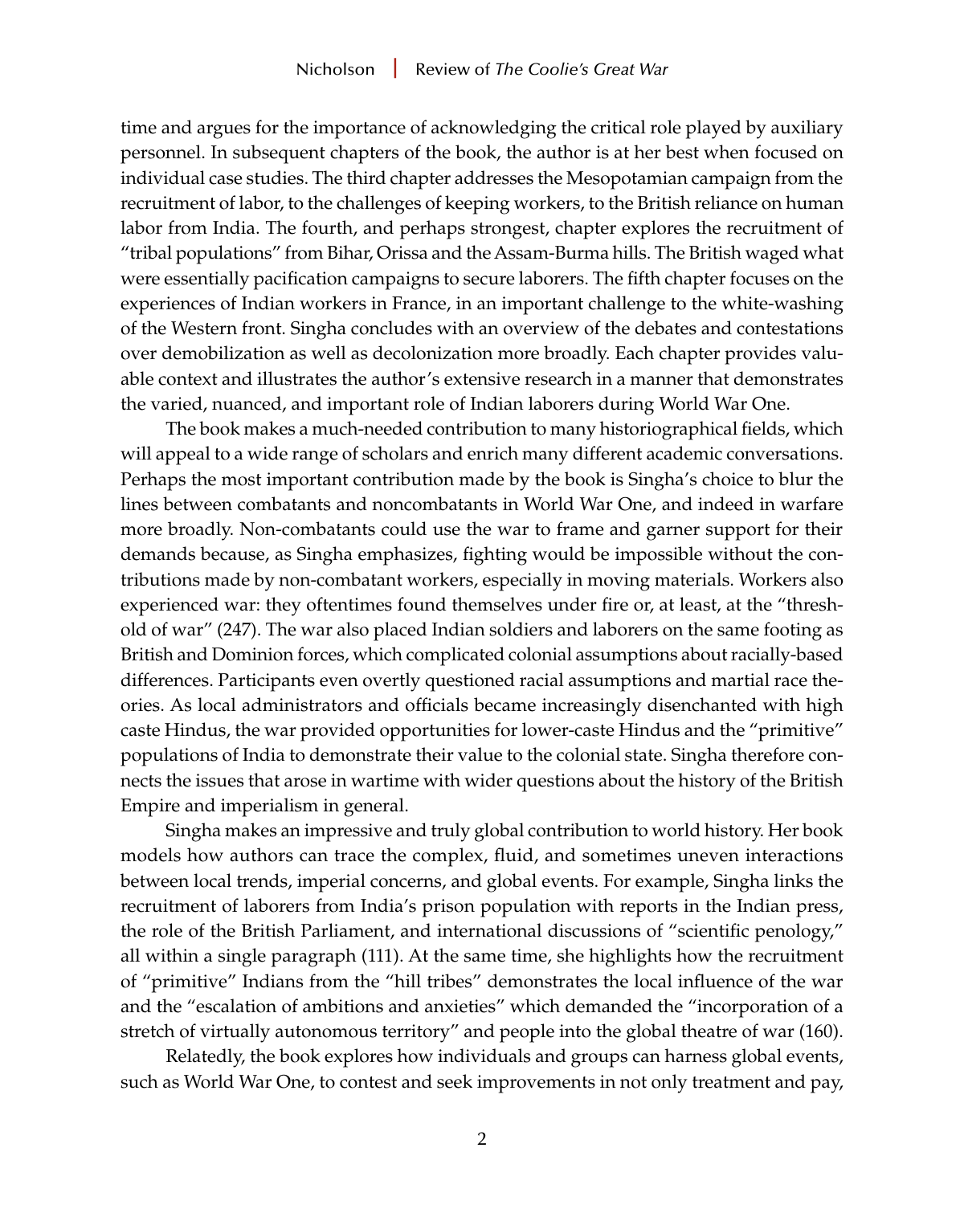time and argues for the importance of acknowledging the critical role played by auxiliary personnel. In subsequent chapters of the book, the author is at her best when focused on individual case studies. The third chapter addresses the Mesopotamian campaign from the recruitment of labor, to the challenges of keeping workers, to the British reliance on human labor from India. The fourth, and perhaps strongest, chapter explores the recruitment of "tribal populations" from Bihar, Orissa and the Assam-Burma hills. The British waged what were essentially pacification campaigns to secure laborers. The fifth chapter focuses on the experiences of Indian workers in France, in an important challenge to the white-washing of the Western front. Singha concludes with an overview of the debates and contestations over demobilization as well as decolonization more broadly. Each chapter provides valuable context and illustrates the author's extensive research in a manner that demonstrates the varied, nuanced, and important role of Indian laborers during World War One.

The book makes a much-needed contribution to many historiographical fields, which will appeal to a wide range of scholars and enrich many different academic conversations. Perhaps the most important contribution made by the book is Singha's choice to blur the lines between combatants and noncombatants in World War One, and indeed in warfare more broadly. Non-combatants could use the war to frame and garner support for their demands because, as Singha emphasizes, fighting would be impossible without the contributions made by non-combatant workers, especially in moving materials. Workers also experienced war: they oftentimes found themselves under fire or, at least, at the "threshold of war" (247). The war also placed Indian soldiers and laborers on the same footing as British and Dominion forces, which complicated colonial assumptions about racially-based differences. Participants even overtly questioned racial assumptions and martial race theories. As local administrators and officials became increasingly disenchanted with high caste Hindus, the war provided opportunities for lower-caste Hindus and the "primitive" populations of India to demonstrate their value to the colonial state. Singha therefore connects the issues that arose in wartime with wider questions about the history of the British Empire and imperialism in general.

Singha makes an impressive and truly global contribution to world history. Her book models how authors can trace the complex, fluid, and sometimes uneven interactions between local trends, imperial concerns, and global events. For example, Singha links the recruitment of laborers from India's prison population with reports in the Indian press, the role of the British Parliament, and international discussions of "scientific penology," all within a single paragraph (111). At the same time, she highlights how the recruitment of "primitive" Indians from the "hill tribes" demonstrates the local influence of the war and the "escalation of ambitions and anxieties" which demanded the "incorporation of a stretch of virtually autonomous territory" and people into the global theatre of war (160).

Relatedly, the book explores how individuals and groups can harness global events, such as World War One, to contest and seek improvements in not only treatment and pay,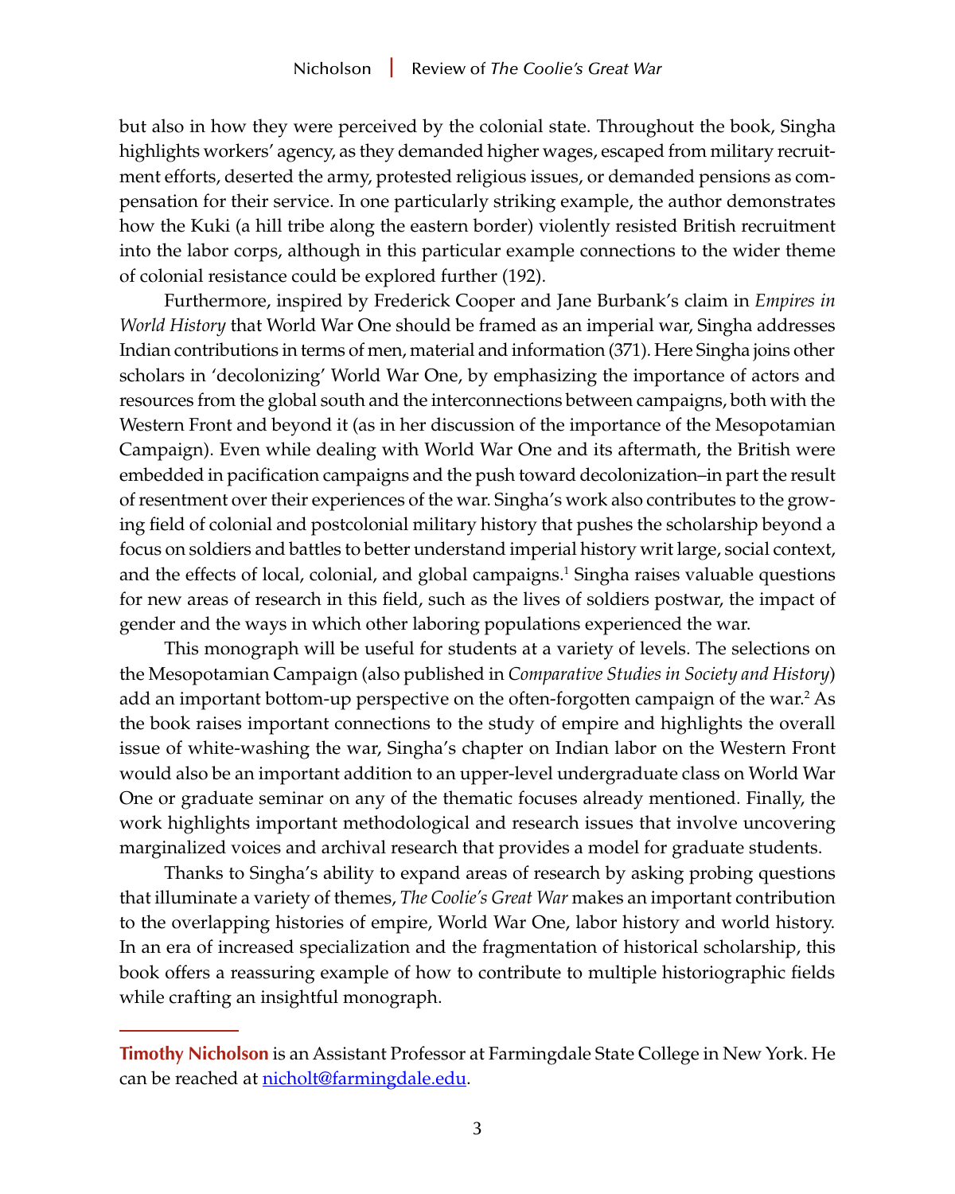but also in how they were perceived by the colonial state. Throughout the book, Singha highlights workers' agency, as they demanded higher wages, escaped from military recruitment efforts, deserted the army, protested religious issues, or demanded pensions as compensation for their service. In one particularly striking example, the author demonstrates how the Kuki (a hill tribe along the eastern border) violently resisted British recruitment into the labor corps, although in this particular example connections to the wider theme of colonial resistance could be explored further (192).

Furthermore, inspired by Frederick Cooper and Jane Burbank's claim in *Empires in World History* that World War One should be framed as an imperial war, Singha addresses Indian contributions in terms of men, material and information (371). Here Singha joins other scholars in 'decolonizing' World War One, by emphasizing the importance of actors and resources from the global south and the interconnections between campaigns, both with the Western Front and beyond it (as in her discussion of the importance of the Mesopotamian Campaign). Even while dealing with World War One and its aftermath, the British were embedded in pacification campaigns and the push toward decolonization–in part the result of resentment over their experiences of the war. Singha's work also contributes to the growing field of colonial and postcolonial military history that pushes the scholarship beyond a focus on soldiers and battles to better understand imperial history writ large, social context, and the effects of local, colonial, and global campaigns.[1] Singha raises valuable questions for new areas of research in this field, such as the lives of soldiers postwar, the impact of gender and the ways in which other laboring populations experienced the war.

This monograph will be useful for students at a variety of levels. The selections on the Mesopotamian Campaign (also published in *Comparative Studies in Society and History*) add an important bottom-up perspective on the often-forgotten campaign of the war.[2] As the book raises important connections to the study of empire and highlights the overall issue of white-washing the war, Singha's chapter on Indian labor on the Western Front would also be an important addition to an upper-level undergraduate class on World War One or graduate seminar on any of the thematic focuses already mentioned. Finally, the work highlights important methodological and research issues that involve uncovering marginalized voices and archival research that provides a model for graduate students.

Thanks to Singha's ability to expand areas of research by asking probing questions that illuminate a variety of themes, *The Coolie's Great War* makes an important contribution to the overlapping histories of empire, World War One, labor history and world history. In an era of increased specialization and the fragmentation of historical scholarship, this book offers a reassuring example of how to contribute to multiple historiographic fields while crafting an insightful monograph.

---

**Timothy Nicholson** is an Assistant Professor at Farmingdale State College in New York. He can be reached at [nicholt@farmingdale.edu](mailto:nicholt@farmingdale.edu).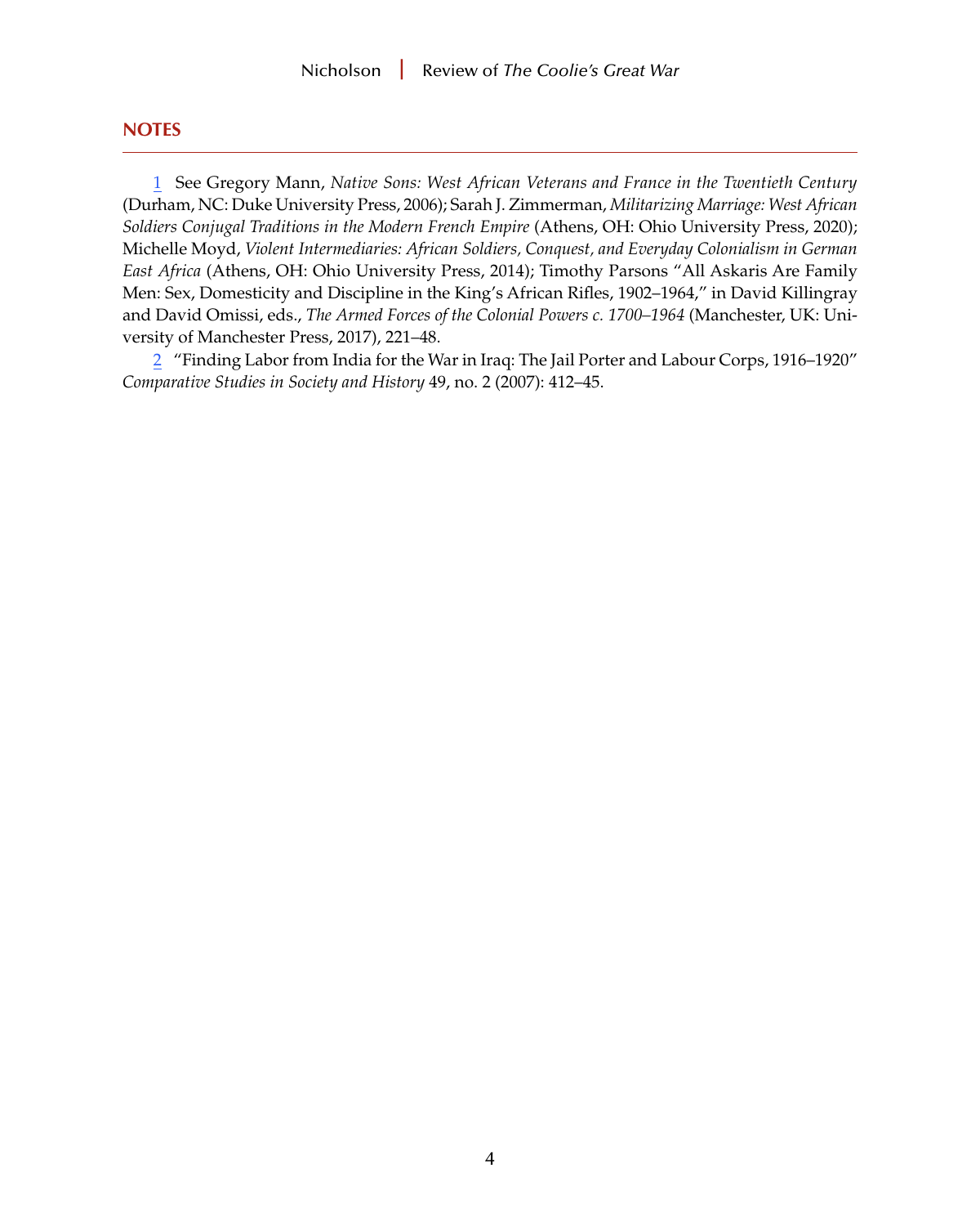## NOTES

[1] See Gregory Mann, *Native Sons: West African Veterans and France in the Twentieth Century* (Durham, NC: Duke University Press, 2006); Sarah J. Zimmerman, *Militarizing Marriage: West African Soldiers Conjugal Traditions in the Modern French Empire* (Athens, OH: Ohio University Press, 2020); Michelle Moyd, *Violent Intermediaries: African Soldiers, Conquest, and Everyday Colonialism in German East Africa* (Athens, OH: Ohio University Press, 2014); Timothy Parsons "All Askaris Are Family Men: Sex, Domesticity and Discipline in the King's African Rifles, 1902–1964," in David Killingray and David Omissi, eds., *The Armed Forces of the Colonial Powers c. 1700–1964* (Manchester, UK: University of Manchester Press, 2017), 221–48.

[2] "Finding Labor from India for the War in Iraq: The Jail Porter and Labour Corps, 1916–1920" *Comparative Studies in Society and History* 49, no. 2 (2007): 412–45.